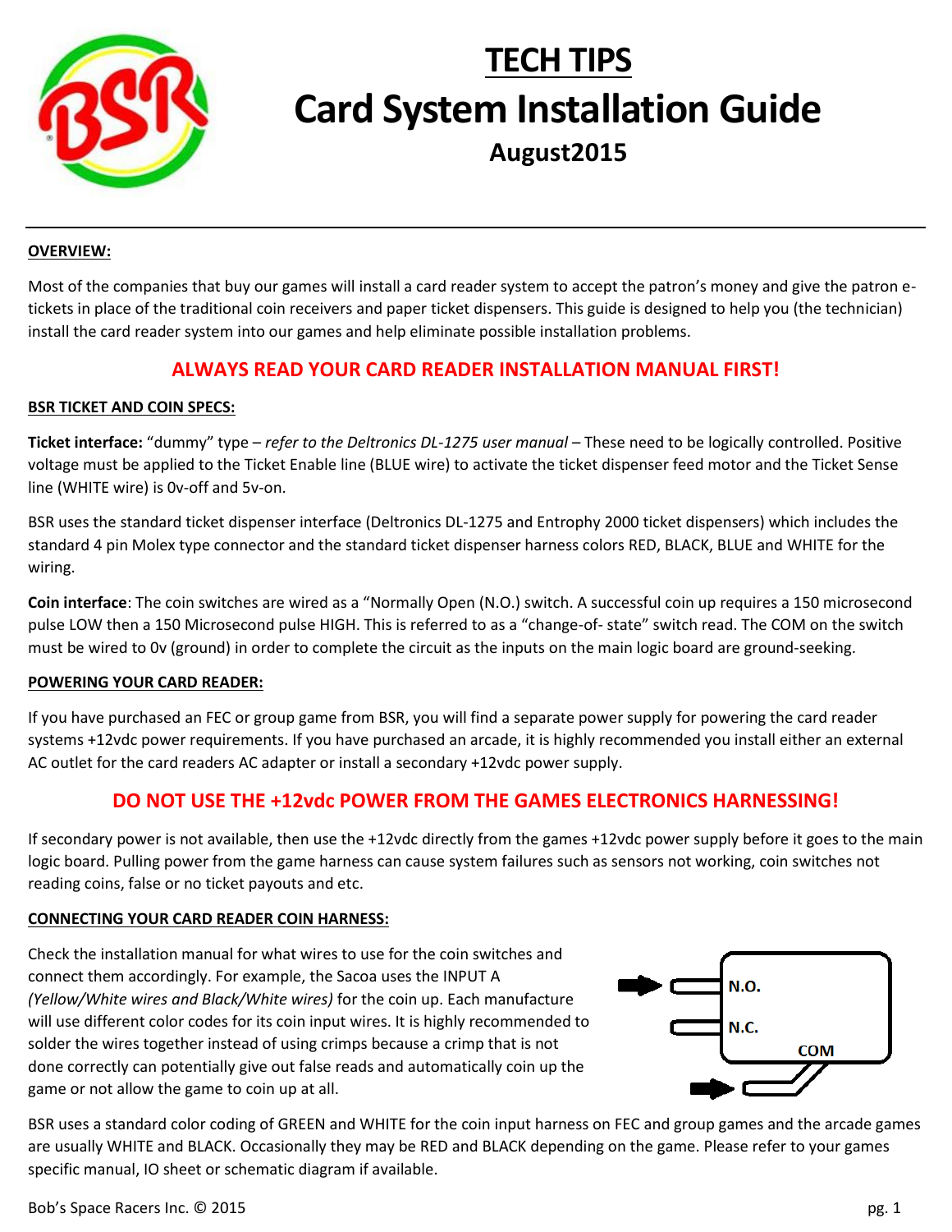# TECH TIPS

# Card System Installation Guide

## August2015

**OVERVIEW:**

Most of the companies that buy our games will install a card reader system to accept the patron's money and give the patron e-tickets in place of the traditional coin receivers and paper ticket dispensers. This guide is designed to help you (the technician) install the card reader system into our games and help eliminate possible installation problems.

**ALWAYS READ YOUR CARD READER INSTALLATION MANUAL FIRST!**

**BSR TICKET AND COIN SPECS:**

**Ticket interface:** "dummy" type – *refer to the Deltronics DL-1275 user manual* – These need to be logically controlled. Positive voltage must be applied to the Ticket Enable line (BLUE wire) to activate the ticket dispenser feed motor and the Ticket Sense line (WHITE wire) is 0v-off and 5v-on.

BSR uses the standard ticket dispenser interface (Deltronics DL-1275 and Entrophy 2000 ticket dispensers) which includes the standard 4 pin Molex type connector and the standard ticket dispenser harness colors RED, BLACK, BLUE and WHITE for the wiring.

**Coin interface**: The coin switches are wired as a "Normally Open (N.O.) switch. A successful coin up requires a 150 microsecond pulse LOW then a 150 Microsecond pulse HIGH. This is referred to as a "change-of- state" switch read. The COM on the switch must be wired to 0v (ground) in order to complete the circuit as the inputs on the main logic board are ground-seeking.

**POWERING YOUR CARD READER:**

If you have purchased an FEC or group game from BSR, you will find a separate power supply for powering the card reader systems +12vdc power requirements. If you have purchased an arcade, it is highly recommended you install either an external AC outlet for the card readers AC adapter or install a secondary +12vdc power supply.

**DO NOT USE THE +12vdc POWER FROM THE GAMES ELECTRONICS HARNESSING!**

If secondary power is not available, then use the +12vdc directly from the games +12vdc power supply before it goes to the main logic board. Pulling power from the game harness can cause system failures such as sensors not working, coin switches not reading coins, false or no ticket payouts and etc.

**CONNECTING YOUR CARD READER COIN HARNESS:**

Check the installation manual for what wires to use for the coin switches and connect them accordingly. For example, the Sacoa uses the INPUT A *(Yellow/White wires and Black/White wires)* for the coin up. Each manufacture will use different color codes for its coin input wires. It is highly recommended to solder the wires together instead of using crimps because a crimp that is not done correctly can potentially give out false reads and automatically coin up the game or not allow the game to coin up at all.

N.O.

N.C.

COM

BSR uses a standard color coding of GREEN and WHITE for the coin input harness on FEC and group games and the arcade games are usually WHITE and BLACK. Occasionally they may be RED and BLACK depending on the game. Please refer to your games specific manual, IO sheet or schematic diagram if available.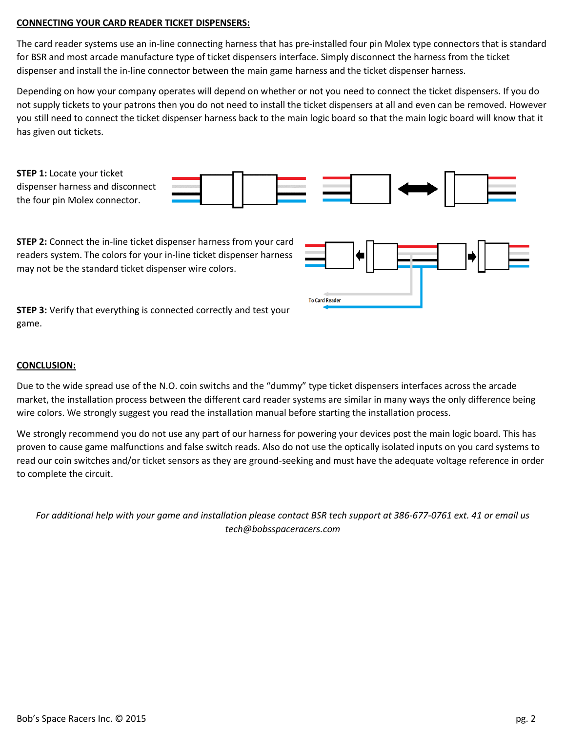**CONNECTING YOUR CARD READER TICKET DISPENSERS:**

The card reader systems use an in-line connecting harness that has pre-installed four pin Molex type connectors that is standard for BSR and most arcade manufacture type of ticket dispensers interface. Simply disconnect the harness from the ticket dispenser and install the in-line connector between the main game harness and the ticket dispenser harness.

Depending on how your company operates will depend on whether or not you need to connect the ticket dispensers. If you do not supply tickets to your patrons then you do not need to install the ticket dispensers at all and even can be removed. However you still need to connect the ticket dispenser harness back to the main logic board so that the main logic board will know that it has given out tickets.

**STEP 1:** Locate your ticket dispenser harness and disconnect the four pin Molex connector.

**STEP 2:** Connect the in-line ticket dispenser harness from your card readers system. The colors for your in-line ticket dispenser harness may not be the standard ticket dispenser wire colors.

To Card Reader

**STEP 3:** Verify that everything is connected correctly and test your game.

**CONCLUSION:**

Due to the wide spread use of the N.O. coin switchs and the “dummy” type ticket dispensers interfaces across the arcade market, the installation process between the different card reader systems are similar in many ways the only difference being wire colors. We strongly suggest you read the installation manual before starting the installation process.

We strongly recommend you do not use any part of our harness for powering your devices post the main logic board. This has proven to cause game malfunctions and false switch reads. Also do not use the optically isolated inputs on you card systems to read our coin switches and/or ticket sensors as they are ground-seeking and must have the adequate voltage reference in order to complete the circuit.

*For additional help with your game and installation please contact BSR tech support at 386-677-0761 ext. 41 or email us tech@bobsspaceracers.com*

Bob’s Space Racers Inc. © 2015